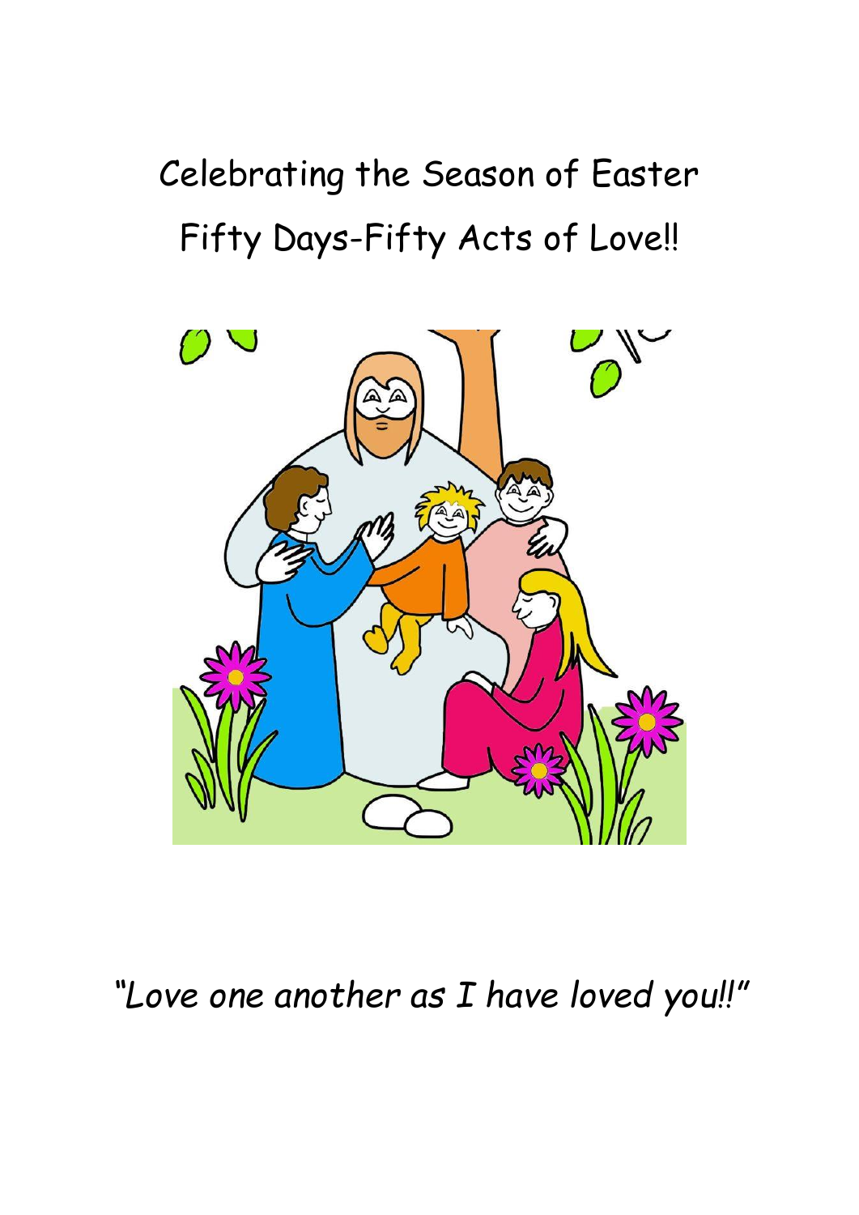# Celebrating the Season of Easter

# Fifty Days-Fifty Acts of Love!!

*"Love one another as I have loved you!!"*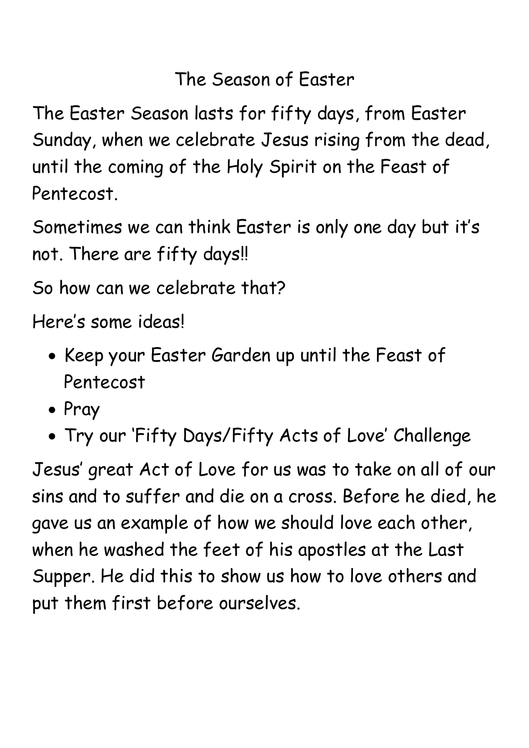# The Season of Easter

The Easter Season lasts for fifty days, from Easter Sunday, when we celebrate Jesus rising from the dead, until the coming of the Holy Spirit on the Feast of Pentecost.

Sometimes we can think Easter is only one day but it's not. There are fifty days!!

So how can we celebrate that?

Here's some ideas!

- Keep your Easter Garden up until the Feast of Pentecost
- Pray
- Try our 'Fifty Days/Fifty Acts of Love' Challenge

Jesus' great Act of Love for us was to take on all of our sins and to suffer and die on a cross. Before he died, he gave us an example of how we should love each other, when he washed the feet of his apostles at the Last Supper. He did this to show us how to love others and put them first before ourselves.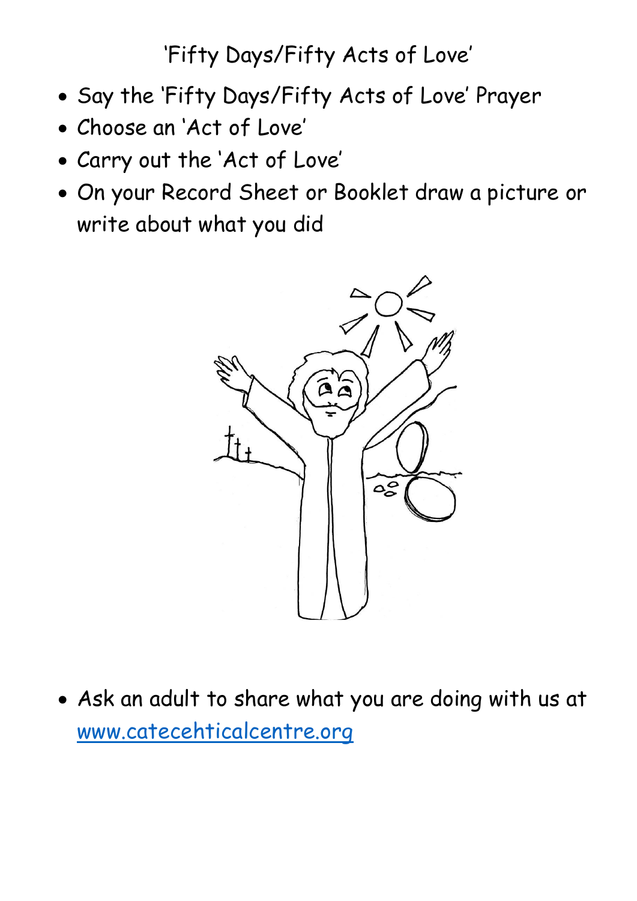# 'Fifty Days/Fifty Acts of Love'

- Say the 'Fifty Days/Fifty Acts of Love' Prayer
- Choose an 'Act of Love'
- Carry out the 'Act of Love'
- On your Record Sheet or Booklet draw a picture or write about what you did

- Ask an adult to share what you are doing with us at [www.catecehticalcentre.org](www.catecehticalcentre.org)